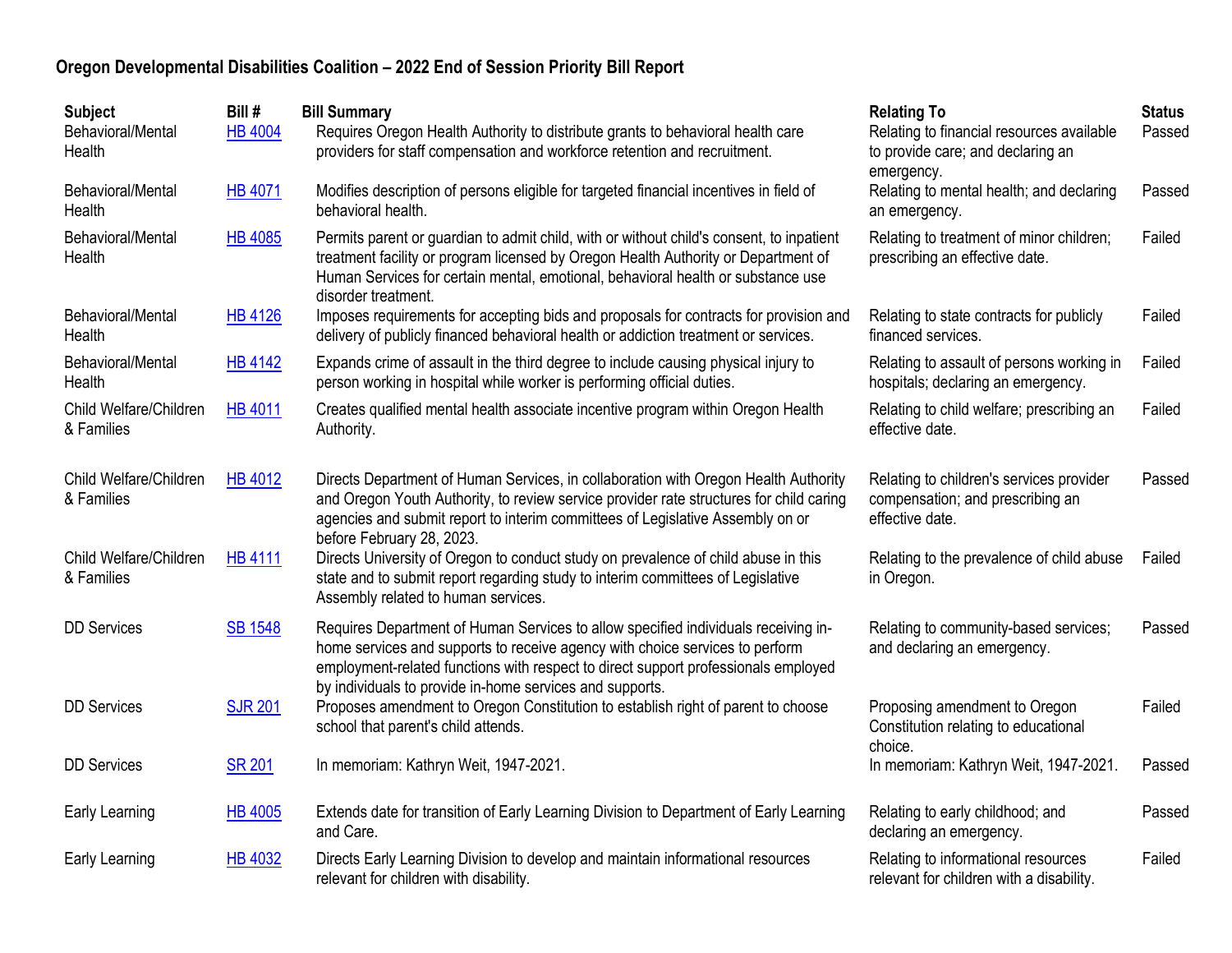**Oregon Developmental Disabilities Coalition – 2022 End of Session Priority Bill Report**

| Subject | Bill # | Bill Summary | Relating To | Status |
|---|---|---|---|---|
| Behavioral/Mental Health | HB 4004 | Requires Oregon Health Authority to distribute grants to behavioral health care providers for staff compensation and workforce retention and recruitment. | Relating to financial resources available to provide care; and declaring an emergency. | Passed |
| Behavioral/Mental Health | HB 4071 | Modifies description of persons eligible for targeted financial incentives in field of behavioral health. | Relating to mental health; and declaring an emergency. | Passed |
| Behavioral/Mental Health | HB 4085 | Permits parent or guardian to admit child, with or without child's consent, to inpatient treatment facility or program licensed by Oregon Health Authority or Department of Human Services for certain mental, emotional, behavioral health or substance use disorder treatment. | Relating to treatment of minor children; prescribing an effective date. | Failed |
| Behavioral/Mental Health | HB 4126 | Imposes requirements for accepting bids and proposals for contracts for provision and delivery of publicly financed behavioral health or addiction treatment or services. | Relating to state contracts for publicly financed services. | Failed |
| Behavioral/Mental Health | HB 4142 | Expands crime of assault in the third degree to include causing physical injury to person working in hospital while worker is performing official duties. | Relating to assault of persons working in hospitals; declaring an emergency. | Failed |
| Child Welfare/Children & Families | HB 4011 | Creates qualified mental health associate incentive program within Oregon Health Authority. | Relating to child welfare; prescribing an effective date. | Failed |
| Child Welfare/Children & Families | HB 4012 | Directs Department of Human Services, in collaboration with Oregon Health Authority and Oregon Youth Authority, to review service provider rate structures for child caring agencies and submit report to interim committees of Legislative Assembly on or before February 28, 2023. | Relating to children's services provider compensation; and prescribing an effective date. | Passed |
| Child Welfare/Children & Families | HB 4111 | Directs University of Oregon to conduct study on prevalence of child abuse in this state and to submit report regarding study to interim committees of Legislative Assembly related to human services. | Relating to the prevalence of child abuse in Oregon. | Failed |
| DD Services | SB 1548 | Requires Department of Human Services to allow specified individuals receiving in-home services and supports to receive agency with choice services to perform employment-related functions with respect to direct support professionals employed by individuals to provide in-home services and supports. | Relating to community-based services; and declaring an emergency. | Passed |
| DD Services | SJR 201 | Proposes amendment to Oregon Constitution to establish right of parent to choose school that parent's child attends. | Proposing amendment to Oregon Constitution relating to educational choice. | Failed |
| DD Services | SR 201 | In memoriam: Kathryn Weit, 1947-2021. | In memoriam: Kathryn Weit, 1947-2021. | Passed |
| Early Learning | HB 4005 | Extends date for transition of Early Learning Division to Department of Early Learning and Care. | Relating to early childhood; and declaring an emergency. | Passed |
| Early Learning | HB 4032 | Directs Early Learning Division to develop and maintain informational resources relevant for children with disability. | Relating to informational resources relevant for children with a disability. | Failed |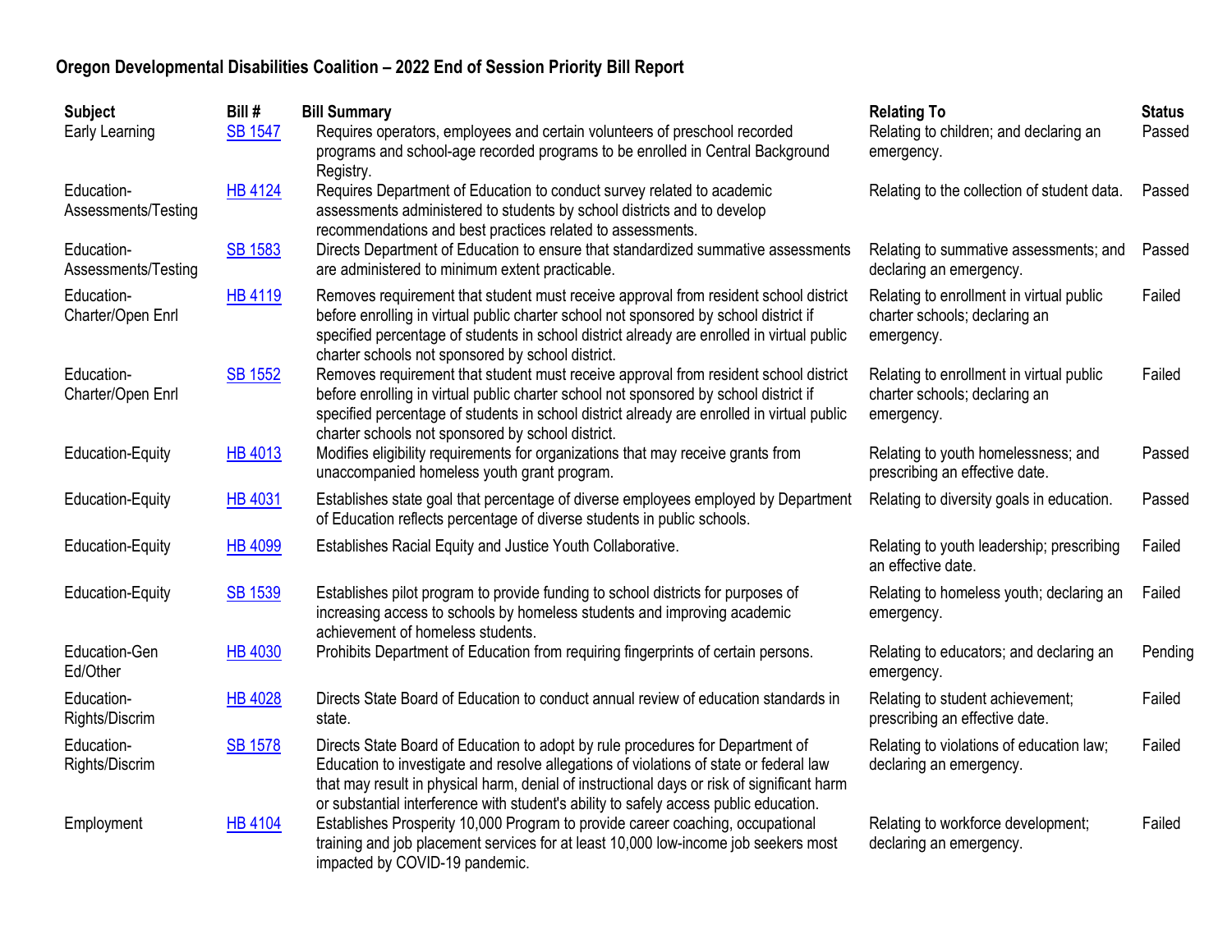**Oregon Developmental Disabilities Coalition – 2022 End of Session Priority Bill Report**

| Subject | Bill # | Bill Summary | Relating To | Status |
|---|---|---|---|---|
| Early Learning | SB 1547 | Requires operators, employees and certain volunteers of preschool recorded programs and school-age recorded programs to be enrolled in Central Background Registry. | Relating to children; and declaring an emergency. | Passed |
| Education-Assessments/Testing | HB 4124 | Requires Department of Education to conduct survey related to academic assessments administered to students by school districts and to develop recommendations and best practices related to assessments. | Relating to the collection of student data. | Passed |
| Education-Assessments/Testing | SB 1583 | Directs Department of Education to ensure that standardized summative assessments are administered to minimum extent practicable. | Relating to summative assessments; and declaring an emergency. | Passed |
| Education-Charter/Open Enrl | HB 4119 | Removes requirement that student must receive approval from resident school district before enrolling in virtual public charter school not sponsored by school district if specified percentage of students in school district already are enrolled in virtual public charter schools not sponsored by school district. | Relating to enrollment in virtual public charter schools; declaring an emergency. | Failed |
| Education-Charter/Open Enrl | SB 1552 | Removes requirement that student must receive approval from resident school district before enrolling in virtual public charter school not sponsored by school district if specified percentage of students in school district already are enrolled in virtual public charter schools not sponsored by school district. | Relating to enrollment in virtual public charter schools; declaring an emergency. | Failed |
| Education-Equity | HB 4013 | Modifies eligibility requirements for organizations that may receive grants from unaccompanied homeless youth grant program. | Relating to youth homelessness; and prescribing an effective date. | Passed |
| Education-Equity | HB 4031 | Establishes state goal that percentage of diverse employees employed by Department of Education reflects percentage of diverse students in public schools. | Relating to diversity goals in education. | Passed |
| Education-Equity | HB 4099 | Establishes Racial Equity and Justice Youth Collaborative. | Relating to youth leadership; prescribing an effective date. | Failed |
| Education-Equity | SB 1539 | Establishes pilot program to provide funding to school districts for purposes of increasing access to schools by homeless students and improving academic achievement of homeless students. | Relating to homeless youth; declaring an emergency. | Failed |
| Education-Gen Ed/Other | HB 4030 | Prohibits Department of Education from requiring fingerprints of certain persons. | Relating to educators; and declaring an emergency. | Pending |
| Education-Rights/Discrim | HB 4028 | Directs State Board of Education to conduct annual review of education standards in state. | Relating to student achievement; prescribing an effective date. | Failed |
| Education-Rights/Discrim | SB 1578 | Directs State Board of Education to adopt by rule procedures for Department of Education to investigate and resolve allegations of violations of state or federal law that may result in physical harm, denial of instructional days or risk of significant harm or substantial interference with student's ability to safely access public education. | Relating to violations of education law; declaring an emergency. | Failed |
| Employment | HB 4104 | Establishes Prosperity 10,000 Program to provide career coaching, occupational training and job placement services for at least 10,000 low-income job seekers most impacted by COVID-19 pandemic. | Relating to workforce development; declaring an emergency. | Failed |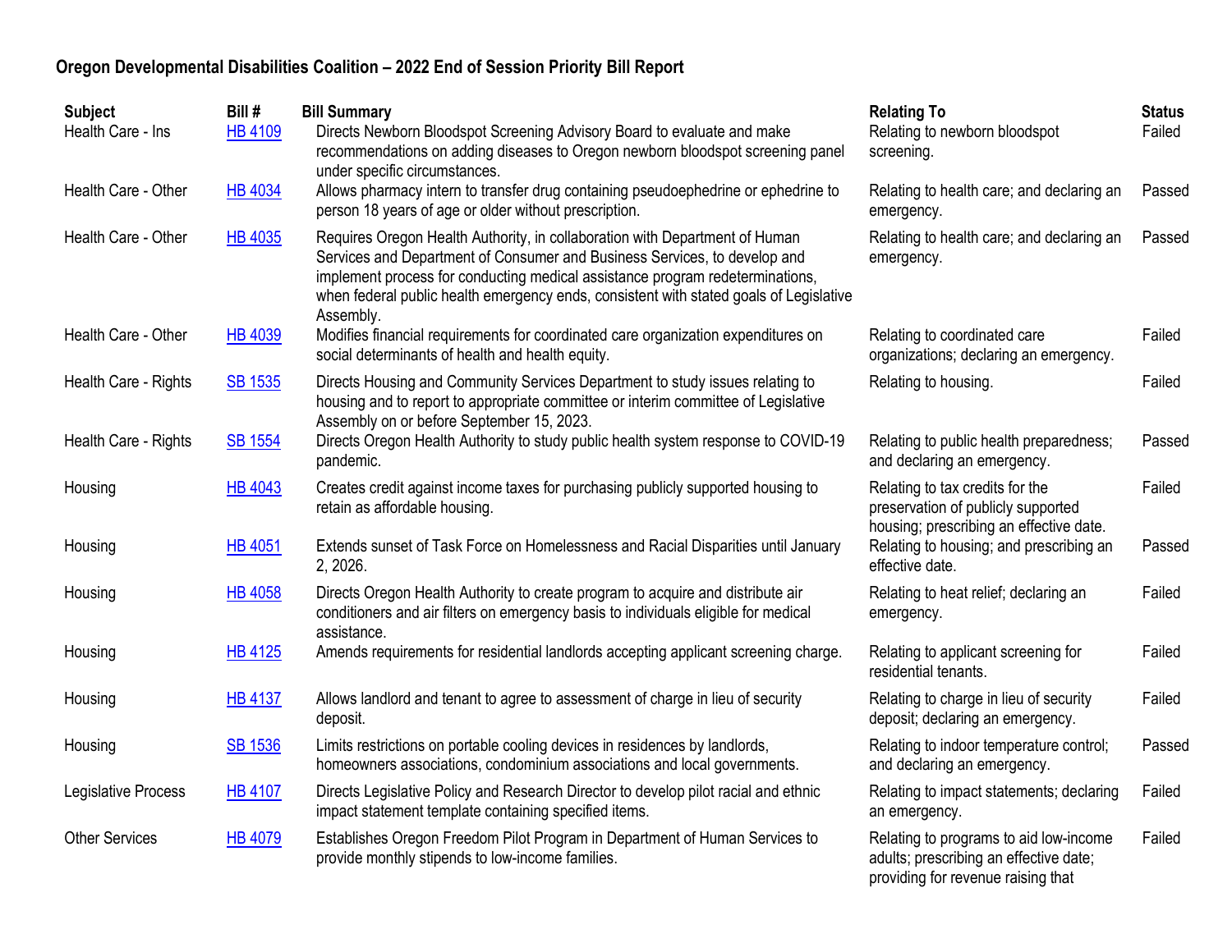**Oregon Developmental Disabilities Coalition – 2022 End of Session Priority Bill Report**

| Subject | Bill # | Bill Summary | Relating To | Status |
|---|---|---|---|---|
| Health Care - Ins | HB 4109 | Directs Newborn Bloodspot Screening Advisory Board to evaluate and make recommendations on adding diseases to Oregon newborn bloodspot screening panel under specific circumstances. | Relating to newborn bloodspot screening. | Failed |
| Health Care - Other | HB 4034 | Allows pharmacy intern to transfer drug containing pseudoephedrine or ephedrine to person 18 years of age or older without prescription. | Relating to health care; and declaring an emergency. | Passed |
| Health Care - Other | HB 4035 | Requires Oregon Health Authority, in collaboration with Department of Human Services and Department of Consumer and Business Services, to develop and implement process for conducting medical assistance program redeterminations, when federal public health emergency ends, consistent with stated goals of Legislative Assembly. | Relating to health care; and declaring an emergency. | Passed |
| Health Care - Other | HB 4039 | Modifies financial requirements for coordinated care organization expenditures on social determinants of health and health equity. | Relating to coordinated care organizations; declaring an emergency. | Failed |
| Health Care - Rights | SB 1535 | Directs Housing and Community Services Department to study issues relating to housing and to report to appropriate committee or interim committee of Legislative Assembly on or before September 15, 2023. | Relating to housing. | Failed |
| Health Care - Rights | SB 1554 | Directs Oregon Health Authority to study public health system response to COVID-19 pandemic. | Relating to public health preparedness; and declaring an emergency. | Passed |
| Housing | HB 4043 | Creates credit against income taxes for purchasing publicly supported housing to retain as affordable housing. | Relating to tax credits for the preservation of publicly supported housing; prescribing an effective date. | Failed |
| Housing | HB 4051 | Extends sunset of Task Force on Homelessness and Racial Disparities until January 2, 2026. | Relating to housing; and prescribing an effective date. | Passed |
| Housing | HB 4058 | Directs Oregon Health Authority to create program to acquire and distribute air conditioners and air filters on emergency basis to individuals eligible for medical assistance. | Relating to heat relief; declaring an emergency. | Failed |
| Housing | HB 4125 | Amends requirements for residential landlords accepting applicant screening charge. | Relating to applicant screening for residential tenants. | Failed |
| Housing | HB 4137 | Allows landlord and tenant to agree to assessment of charge in lieu of security deposit. | Relating to charge in lieu of security deposit; declaring an emergency. | Failed |
| Housing | SB 1536 | Limits restrictions on portable cooling devices in residences by landlords, homeowners associations, condominium associations and local governments. | Relating to indoor temperature control; and declaring an emergency. | Passed |
| Legislative Process | HB 4107 | Directs Legislative Policy and Research Director to develop pilot racial and ethnic impact statement template containing specified items. | Relating to impact statements; declaring an emergency. | Failed |
| Other Services | HB 4079 | Establishes Oregon Freedom Pilot Program in Department of Human Services to provide monthly stipends to low-income families. | Relating to programs to aid low-income adults; prescribing an effective date; providing for revenue raising that | Failed |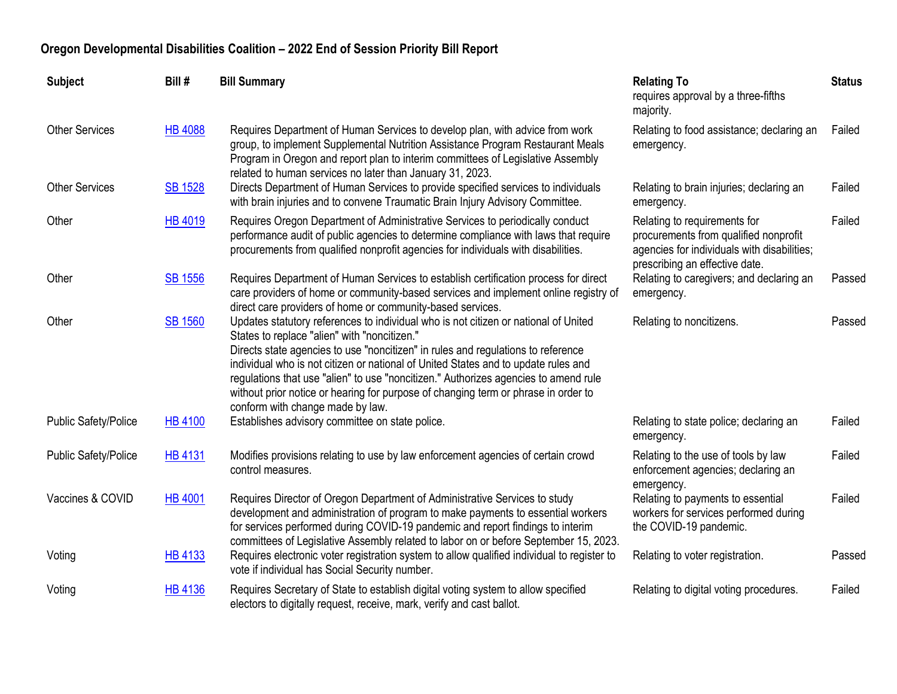## Oregon Developmental Disabilities Coalition – 2022 End of Session Priority Bill Report

| Subject | Bill # | Bill Summary | Relating To | Status |
|---|---|---|---|---|
| | | | requires approval by a three-fifths majority. | |
| Other Services | HB 4088 | Requires Department of Human Services to develop plan, with advice from work group, to implement Supplemental Nutrition Assistance Program Restaurant Meals Program in Oregon and report plan to interim committees of Legislative Assembly related to human services no later than January 31, 2023. | Relating to food assistance; declaring an emergency. | Failed |
| Other Services | SB 1528 | Directs Department of Human Services to provide specified services to individuals with brain injuries and to convene Traumatic Brain Injury Advisory Committee. | Relating to brain injuries; declaring an emergency. | Failed |
| Other | HB 4019 | Requires Oregon Department of Administrative Services to periodically conduct performance audit of public agencies to determine compliance with laws that require procurements from qualified nonprofit agencies for individuals with disabilities. | Relating to requirements for procurements from qualified nonprofit agencies for individuals with disabilities; prescribing an effective date. | Failed |
| Other | SB 1556 | Requires Department of Human Services to establish certification process for direct care providers of home or community-based services and implement online registry of direct care providers of home or community-based services. | Relating to caregivers; and declaring an emergency. | Passed |
| Other | SB 1560 | Updates statutory references to individual who is not citizen or national of United States to replace "alien" with "noncitizen." Directs state agencies to use "noncitizen" in rules and regulations to reference individual who is not citizen or national of United States and to update rules and regulations that use "alien" to use "noncitizen." Authorizes agencies to amend rule without prior notice or hearing for purpose of changing term or phrase in order to conform with change made by law. | Relating to noncitizens. | Passed |
| Public Safety/Police | HB 4100 | Establishes advisory committee on state police. | Relating to state police; declaring an emergency. | Failed |
| Public Safety/Police | HB 4131 | Modifies provisions relating to use by law enforcement agencies of certain crowd control measures. | Relating to the use of tools by law enforcement agencies; declaring an emergency. | Failed |
| Vaccines & COVID | HB 4001 | Requires Director of Oregon Department of Administrative Services to study development and administration of program to make payments to essential workers for services performed during COVID-19 pandemic and report findings to interim committees of Legislative Assembly related to labor on or before September 15, 2023. | Relating to payments to essential workers for services performed during the COVID-19 pandemic. | Failed |
| Voting | HB 4133 | Requires electronic voter registration system to allow qualified individual to register to vote if individual has Social Security number. | Relating to voter registration. | Passed |
| Voting | HB 4136 | Requires Secretary of State to establish digital voting system to allow specified electors to digitally request, receive, mark, verify and cast ballot. | Relating to digital voting procedures. | Failed |